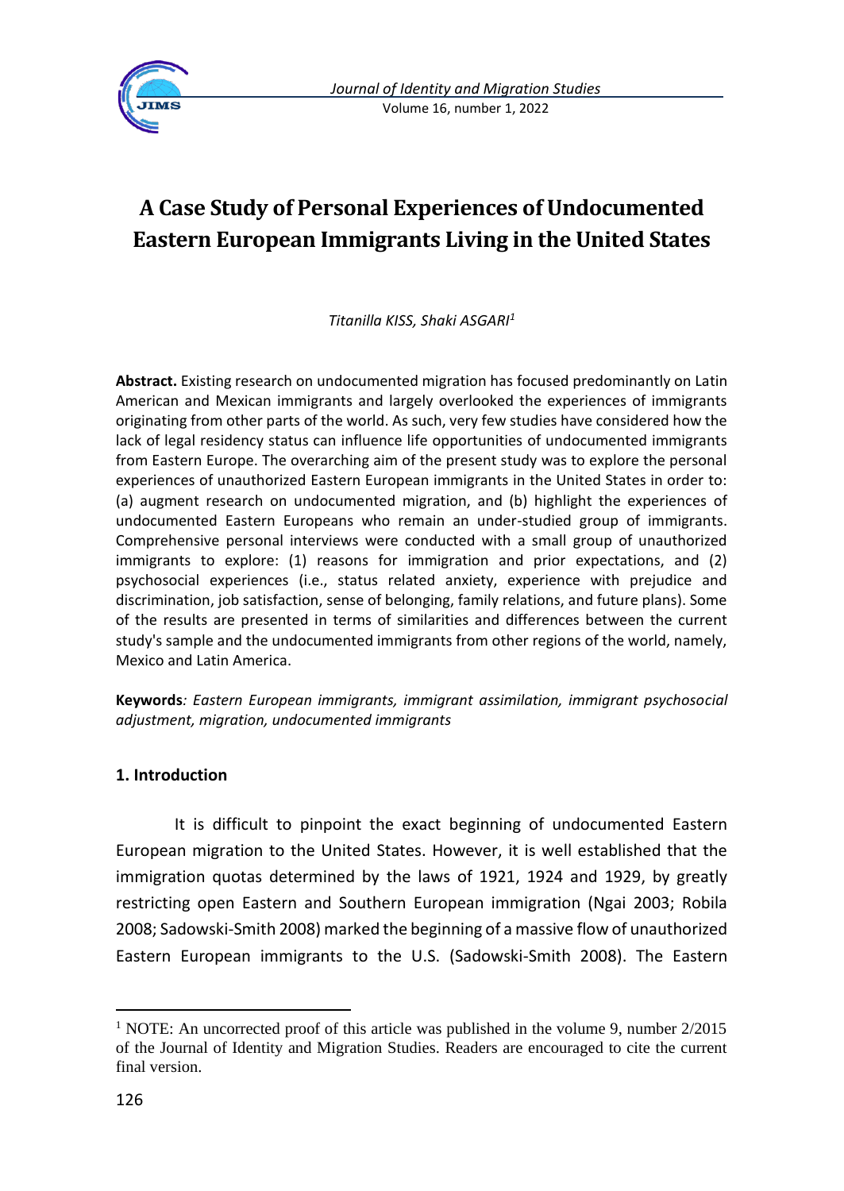# A Case Study of Personal Experiences of Undocumented Eastern European Immigrants Living in the United States

*Titanilla KISS, Shaki ASGARI*[1]

**Abstract.** Existing research on undocumented migration has focused predominantly on Latin American and Mexican immigrants and largely overlooked the experiences of immigrants originating from other parts of the world. As such, very few studies have considered how the lack of legal residency status can influence life opportunities of undocumented immigrants from Eastern Europe. The overarching aim of the present study was to explore the personal experiences of unauthorized Eastern European immigrants in the United States in order to: (a) augment research on undocumented migration, and (b) highlight the experiences of undocumented Eastern Europeans who remain an under-studied group of immigrants. Comprehensive personal interviews were conducted with a small group of unauthorized immigrants to explore: (1) reasons for immigration and prior expectations, and (2) psychosocial experiences (i.e., status related anxiety, experience with prejudice and discrimination, job satisfaction, sense of belonging, family relations, and future plans). Some of the results are presented in terms of similarities and differences between the current study's sample and the undocumented immigrants from other regions of the world, namely, Mexico and Latin America.

**Keywords***: Eastern European immigrants, immigrant assimilation, immigrant psychosocial adjustment, migration, undocumented immigrants*

## 1. Introduction

It is difficult to pinpoint the exact beginning of undocumented Eastern European migration to the United States. However, it is well established that the immigration quotas determined by the laws of 1921, 1924 and 1929, by greatly restricting open Eastern and Southern European immigration (Ngai 2003; Robila 2008; Sadowski-Smith 2008) marked the beginning of a massive flow of unauthorized Eastern European immigrants to the U.S. (Sadowski-Smith 2008). The Eastern

---

[1] NOTE: An uncorrected proof of this article was published in the volume 9, number 2/2015 of the Journal of Identity and Migration Studies. Readers are encouraged to cite the current final version.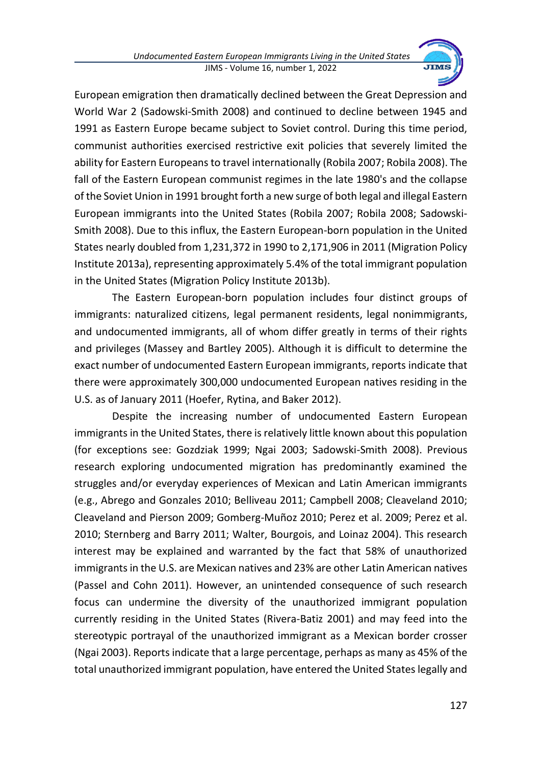European emigration then dramatically declined between the Great Depression and World War 2 (Sadowski-Smith 2008) and continued to decline between 1945 and 1991 as Eastern Europe became subject to Soviet control. During this time period, communist authorities exercised restrictive exit policies that severely limited the ability for Eastern Europeans to travel internationally (Robila 2007; Robila 2008). The fall of the Eastern European communist regimes in the late 1980's and the collapse of the Soviet Union in 1991 brought forth a new surge of both legal and illegal Eastern European immigrants into the United States (Robila 2007; Robila 2008; Sadowski-Smith 2008). Due to this influx, the Eastern European-born population in the United States nearly doubled from 1,231,372 in 1990 to 2,171,906 in 2011 (Migration Policy Institute 2013a), representing approximately 5.4% of the total immigrant population in the United States (Migration Policy Institute 2013b).

The Eastern European-born population includes four distinct groups of immigrants: naturalized citizens, legal permanent residents, legal nonimmigrants, and undocumented immigrants, all of whom differ greatly in terms of their rights and privileges (Massey and Bartley 2005). Although it is difficult to determine the exact number of undocumented Eastern European immigrants, reports indicate that there were approximately 300,000 undocumented European natives residing in the U.S. as of January 2011 (Hoefer, Rytina, and Baker 2012).

Despite the increasing number of undocumented Eastern European immigrants in the United States, there is relatively little known about this population (for exceptions see: Gozdziak 1999; Ngai 2003; Sadowski-Smith 2008). Previous research exploring undocumented migration has predominantly examined the struggles and/or everyday experiences of Mexican and Latin American immigrants (e.g., Abrego and Gonzales 2010; Belliveau 2011; Campbell 2008; Cleaveland 2010; Cleaveland and Pierson 2009; Gomberg-Muñoz 2010; Perez et al. 2009; Perez et al. 2010; Sternberg and Barry 2011; Walter, Bourgois, and Loinaz 2004). This research interest may be explained and warranted by the fact that 58% of unauthorized immigrants in the U.S. are Mexican natives and 23% are other Latin American natives (Passel and Cohn 2011). However, an unintended consequence of such research focus can undermine the diversity of the unauthorized immigrant population currently residing in the United States (Rivera-Batiz 2001) and may feed into the stereotypic portrayal of the unauthorized immigrant as a Mexican border crosser (Ngai 2003). Reports indicate that a large percentage, perhaps as many as 45% of the total unauthorized immigrant population, have entered the United States legally and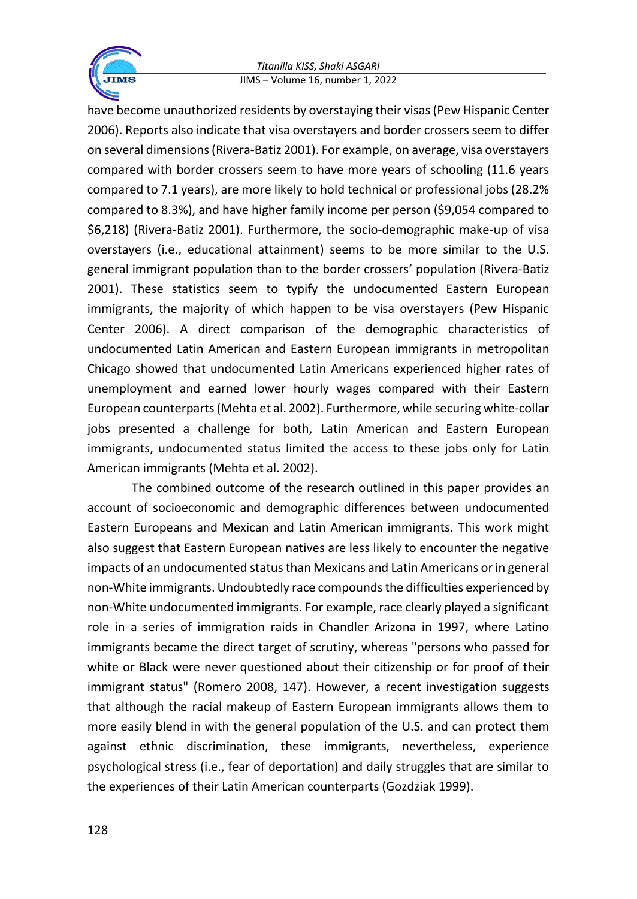have become unauthorized residents by overstaying their visas (Pew Hispanic Center 2006). Reports also indicate that visa overstayers and border crossers seem to differ on several dimensions (Rivera-Batiz 2001). For example, on average, visa overstayers compared with border crossers seem to have more years of schooling (11.6 years compared to 7.1 years), are more likely to hold technical or professional jobs (28.2% compared to 8.3%), and have higher family income per person ($9,054 compared to $6,218) (Rivera-Batiz 2001). Furthermore, the socio-demographic make-up of visa overstayers (i.e., educational attainment) seems to be more similar to the U.S. general immigrant population than to the border crossers' population (Rivera-Batiz 2001). These statistics seem to typify the undocumented Eastern European immigrants, the majority of which happen to be visa overstayers (Pew Hispanic Center 2006). A direct comparison of the demographic characteristics of undocumented Latin American and Eastern European immigrants in metropolitan Chicago showed that undocumented Latin Americans experienced higher rates of unemployment and earned lower hourly wages compared with their Eastern European counterparts (Mehta et al. 2002). Furthermore, while securing white-collar jobs presented a challenge for both, Latin American and Eastern European immigrants, undocumented status limited the access to these jobs only for Latin American immigrants (Mehta et al. 2002).

The combined outcome of the research outlined in this paper provides an account of socioeconomic and demographic differences between undocumented Eastern Europeans and Mexican and Latin American immigrants. This work might also suggest that Eastern European natives are less likely to encounter the negative impacts of an undocumented status than Mexicans and Latin Americans or in general non-White immigrants. Undoubtedly race compounds the difficulties experienced by non-White undocumented immigrants. For example, race clearly played a significant role in a series of immigration raids in Chandler Arizona in 1997, where Latino immigrants became the direct target of scrutiny, whereas "persons who passed for white or Black were never questioned about their citizenship or for proof of their immigrant status" (Romero 2008, 147). However, a recent investigation suggests that although the racial makeup of Eastern European immigrants allows them to more easily blend in with the general population of the U.S. and can protect them against ethnic discrimination, these immigrants, nevertheless, experience psychological stress (i.e., fear of deportation) and daily struggles that are similar to the experiences of their Latin American counterparts (Gozdziak 1999).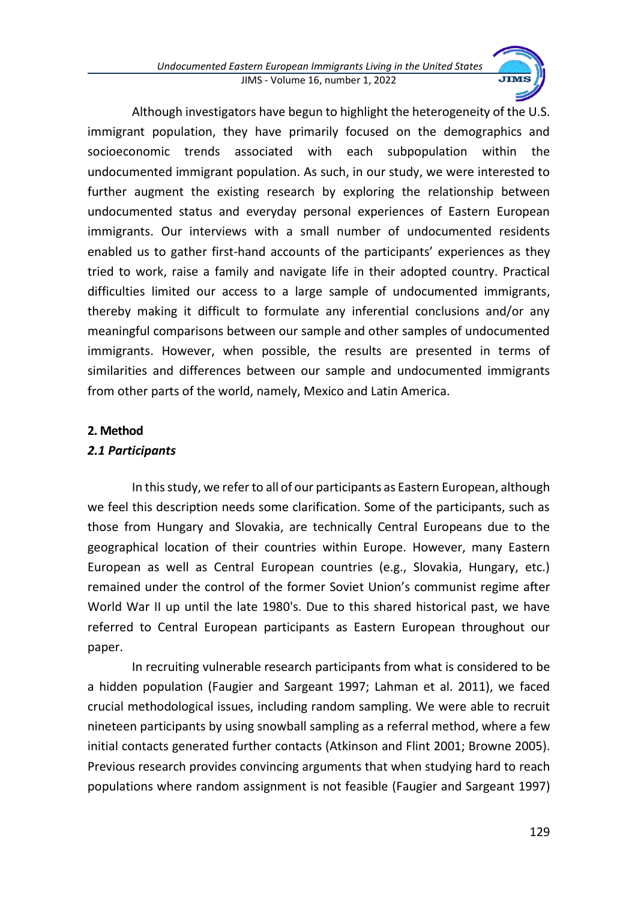Although investigators have begun to highlight the heterogeneity of the U.S. immigrant population, they have primarily focused on the demographics and socioeconomic trends associated with each subpopulation within the undocumented immigrant population. As such, in our study, we were interested to further augment the existing research by exploring the relationship between undocumented status and everyday personal experiences of Eastern European immigrants. Our interviews with a small number of undocumented residents enabled us to gather first-hand accounts of the participants' experiences as they tried to work, raise a family and navigate life in their adopted country. Practical difficulties limited our access to a large sample of undocumented immigrants, thereby making it difficult to formulate any inferential conclusions and/or any meaningful comparisons between our sample and other samples of undocumented immigrants. However, when possible, the results are presented in terms of similarities and differences between our sample and undocumented immigrants from other parts of the world, namely, Mexico and Latin America.

## 2. Method

### *2.1 Participants*

In this study, we refer to all of our participants as Eastern European, although we feel this description needs some clarification. Some of the participants, such as those from Hungary and Slovakia, are technically Central Europeans due to the geographical location of their countries within Europe. However, many Eastern European as well as Central European countries (e.g., Slovakia, Hungary, etc.) remained under the control of the former Soviet Union's communist regime after World War II up until the late 1980's. Due to this shared historical past, we have referred to Central European participants as Eastern European throughout our paper.

In recruiting vulnerable research participants from what is considered to be a hidden population (Faugier and Sargeant 1997; Lahman et al. 2011), we faced crucial methodological issues, including random sampling. We were able to recruit nineteen participants by using snowball sampling as a referral method, where a few initial contacts generated further contacts (Atkinson and Flint 2001; Browne 2005). Previous research provides convincing arguments that when studying hard to reach populations where random assignment is not feasible (Faugier and Sargeant 1997)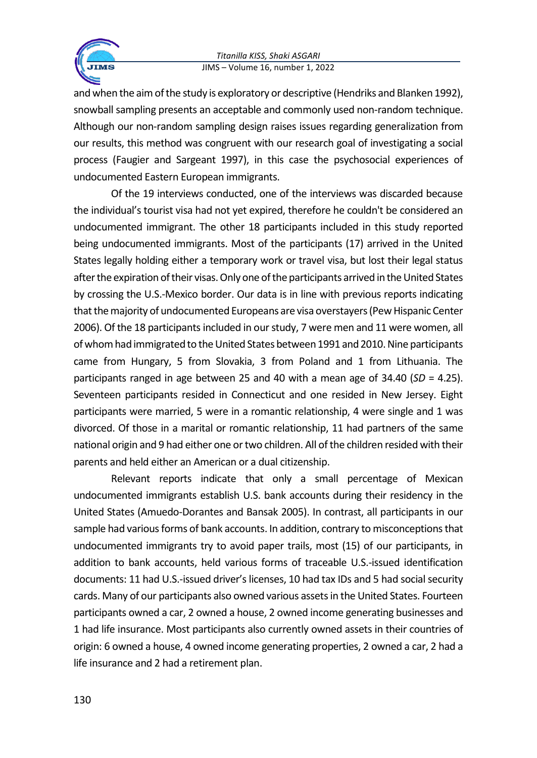and when the aim of the study is exploratory or descriptive (Hendriks and Blanken 1992), snowball sampling presents an acceptable and commonly used non-random technique. Although our non-random sampling design raises issues regarding generalization from our results, this method was congruent with our research goal of investigating a social process (Faugier and Sargeant 1997), in this case the psychosocial experiences of undocumented Eastern European immigrants.

Of the 19 interviews conducted, one of the interviews was discarded because the individual's tourist visa had not yet expired, therefore he couldn't be considered an undocumented immigrant. The other 18 participants included in this study reported being undocumented immigrants. Most of the participants (17) arrived in the United States legally holding either a temporary work or travel visa, but lost their legal status after the expiration of their visas. Only one of the participants arrived in the United States by crossing the U.S.-Mexico border. Our data is in line with previous reports indicating that the majority of undocumented Europeans are visa overstayers (Pew Hispanic Center 2006). Of the 18 participants included in our study, 7 were men and 11 were women, all of whom had immigrated to the United States between 1991 and 2010. Nine participants came from Hungary, 5 from Slovakia, 3 from Poland and 1 from Lithuania. The participants ranged in age between 25 and 40 with a mean age of 34.40 (*SD* = 4.25). Seventeen participants resided in Connecticut and one resided in New Jersey. Eight participants were married, 5 were in a romantic relationship, 4 were single and 1 was divorced. Of those in a marital or romantic relationship, 11 had partners of the same national origin and 9 had either one or two children. All of the children resided with their parents and held either an American or a dual citizenship.

Relevant reports indicate that only a small percentage of Mexican undocumented immigrants establish U.S. bank accounts during their residency in the United States (Amuedo-Dorantes and Bansak 2005). In contrast, all participants in our sample had various forms of bank accounts. In addition, contrary to misconceptions that undocumented immigrants try to avoid paper trails, most (15) of our participants, in addition to bank accounts, held various forms of traceable U.S.-issued identification documents: 11 had U.S.-issued driver's licenses, 10 had tax IDs and 5 had social security cards. Many of our participants also owned various assets in the United States. Fourteen participants owned a car, 2 owned a house, 2 owned income generating businesses and 1 had life insurance. Most participants also currently owned assets in their countries of origin: 6 owned a house, 4 owned income generating properties, 2 owned a car, 2 had a life insurance and 2 had a retirement plan.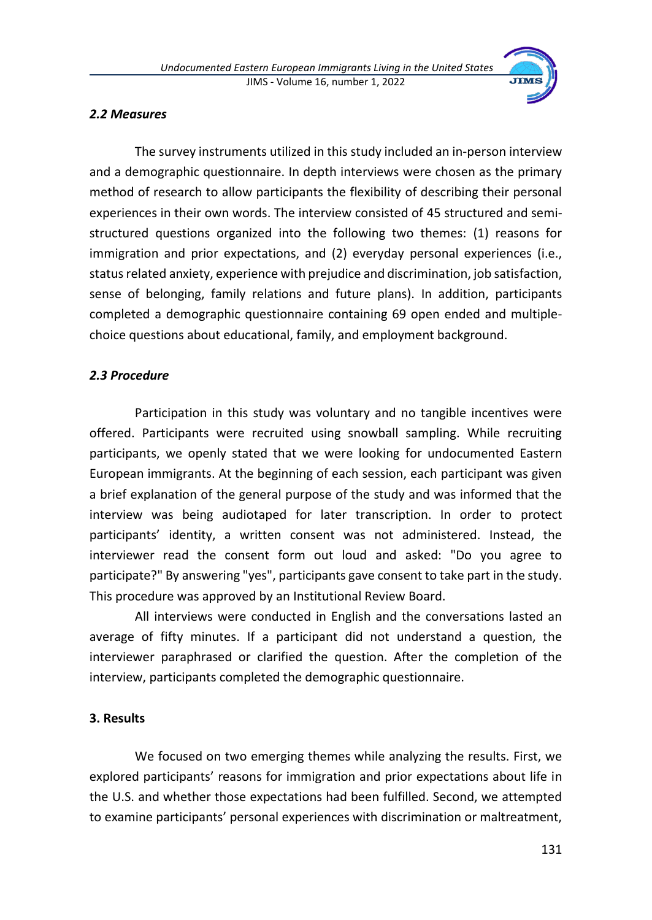### *2.2 Measures*

The survey instruments utilized in this study included an in-person interview and a demographic questionnaire. In depth interviews were chosen as the primary method of research to allow participants the flexibility of describing their personal experiences in their own words. The interview consisted of 45 structured and semi-structured questions organized into the following two themes: (1) reasons for immigration and prior expectations, and (2) everyday personal experiences (i.e., status related anxiety, experience with prejudice and discrimination, job satisfaction, sense of belonging, family relations and future plans). In addition, participants completed a demographic questionnaire containing 69 open ended and multiple-choice questions about educational, family, and employment background.

### *2.3 Procedure*

Participation in this study was voluntary and no tangible incentives were offered. Participants were recruited using snowball sampling. While recruiting participants, we openly stated that we were looking for undocumented Eastern European immigrants. At the beginning of each session, each participant was given a brief explanation of the general purpose of the study and was informed that the interview was being audiotaped for later transcription. In order to protect participants' identity, a written consent was not administered. Instead, the interviewer read the consent form out loud and asked: "Do you agree to participate?" By answering "yes", participants gave consent to take part in the study. This procedure was approved by an Institutional Review Board.

All interviews were conducted in English and the conversations lasted an average of fifty minutes. If a participant did not understand a question, the interviewer paraphrased or clarified the question. After the completion of the interview, participants completed the demographic questionnaire.

## 3. Results

We focused on two emerging themes while analyzing the results. First, we explored participants' reasons for immigration and prior expectations about life in the U.S. and whether those expectations had been fulfilled. Second, we attempted to examine participants' personal experiences with discrimination or maltreatment,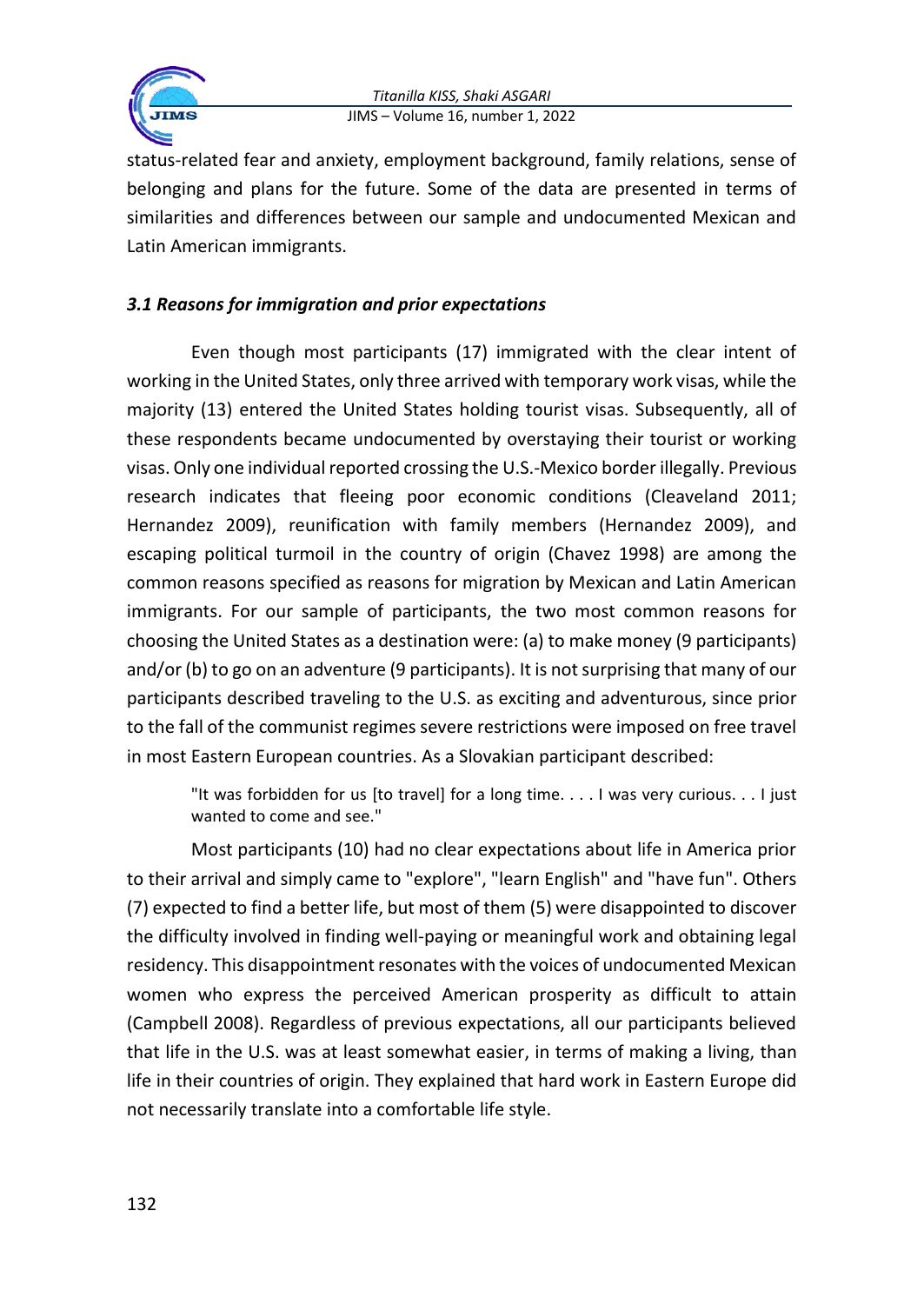status-related fear and anxiety, employment background, family relations, sense of belonging and plans for the future. Some of the data are presented in terms of similarities and differences between our sample and undocumented Mexican and Latin American immigrants.

### *3.1 Reasons for immigration and prior expectations*

Even though most participants (17) immigrated with the clear intent of working in the United States, only three arrived with temporary work visas, while the majority (13) entered the United States holding tourist visas. Subsequently, all of these respondents became undocumented by overstaying their tourist or working visas. Only one individual reported crossing the U.S.-Mexico border illegally. Previous research indicates that fleeing poor economic conditions (Cleaveland 2011; Hernandez 2009), reunification with family members (Hernandez 2009), and escaping political turmoil in the country of origin (Chavez 1998) are among the common reasons specified as reasons for migration by Mexican and Latin American immigrants. For our sample of participants, the two most common reasons for choosing the United States as a destination were: (a) to make money (9 participants) and/or (b) to go on an adventure (9 participants). It is not surprising that many of our participants described traveling to the U.S. as exciting and adventurous, since prior to the fall of the communist regimes severe restrictions were imposed on free travel in most Eastern European countries. As a Slovakian participant described:

> "It was forbidden for us [to travel] for a long time. . . . I was very curious. . . I just wanted to come and see."

Most participants (10) had no clear expectations about life in America prior to their arrival and simply came to "explore", "learn English" and "have fun". Others (7) expected to find a better life, but most of them (5) were disappointed to discover the difficulty involved in finding well-paying or meaningful work and obtaining legal residency. This disappointment resonates with the voices of undocumented Mexican women who express the perceived American prosperity as difficult to attain (Campbell 2008). Regardless of previous expectations, all our participants believed that life in the U.S. was at least somewhat easier, in terms of making a living, than life in their countries of origin. They explained that hard work in Eastern Europe did not necessarily translate into a comfortable life style.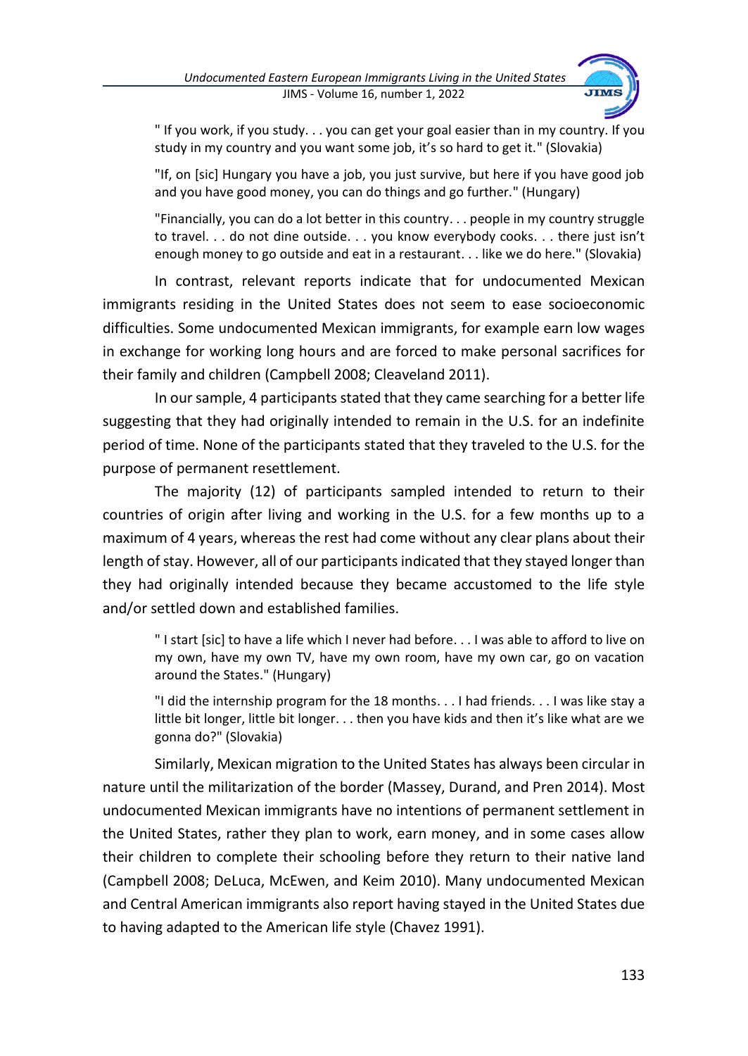> " If you work, if you study. . . you can get your goal easier than in my country. If you study in my country and you want some job, it's so hard to get it." (Slovakia)

> "If, on [sic] Hungary you have a job, you just survive, but here if you have good job and you have good money, you can do things and go further." (Hungary)

> "Financially, you can do a lot better in this country. . . people in my country struggle to travel. . . do not dine outside. . . you know everybody cooks. . . there just isn't enough money to go outside and eat in a restaurant. . . like we do here." (Slovakia)

In contrast, relevant reports indicate that for undocumented Mexican immigrants residing in the United States does not seem to ease socioeconomic difficulties. Some undocumented Mexican immigrants, for example earn low wages in exchange for working long hours and are forced to make personal sacrifices for their family and children (Campbell 2008; Cleaveland 2011).

In our sample, 4 participants stated that they came searching for a better life suggesting that they had originally intended to remain in the U.S. for an indefinite period of time. None of the participants stated that they traveled to the U.S. for the purpose of permanent resettlement.

The majority (12) of participants sampled intended to return to their countries of origin after living and working in the U.S. for a few months up to a maximum of 4 years, whereas the rest had come without any clear plans about their length of stay. However, all of our participants indicated that they stayed longer than they had originally intended because they became accustomed to the life style and/or settled down and established families.

> " I start [sic] to have a life which I never had before. . . I was able to afford to live on my own, have my own TV, have my own room, have my own car, go on vacation around the States." (Hungary)

> "I did the internship program for the 18 months. . . I had friends. . . I was like stay a little bit longer, little bit longer. . . then you have kids and then it's like what are we gonna do?" (Slovakia)

Similarly, Mexican migration to the United States has always been circular in nature until the militarization of the border (Massey, Durand, and Pren 2014). Most undocumented Mexican immigrants have no intentions of permanent settlement in the United States, rather they plan to work, earn money, and in some cases allow their children to complete their schooling before they return to their native land (Campbell 2008; DeLuca, McEwen, and Keim 2010). Many undocumented Mexican and Central American immigrants also report having stayed in the United States due to having adapted to the American life style (Chavez 1991).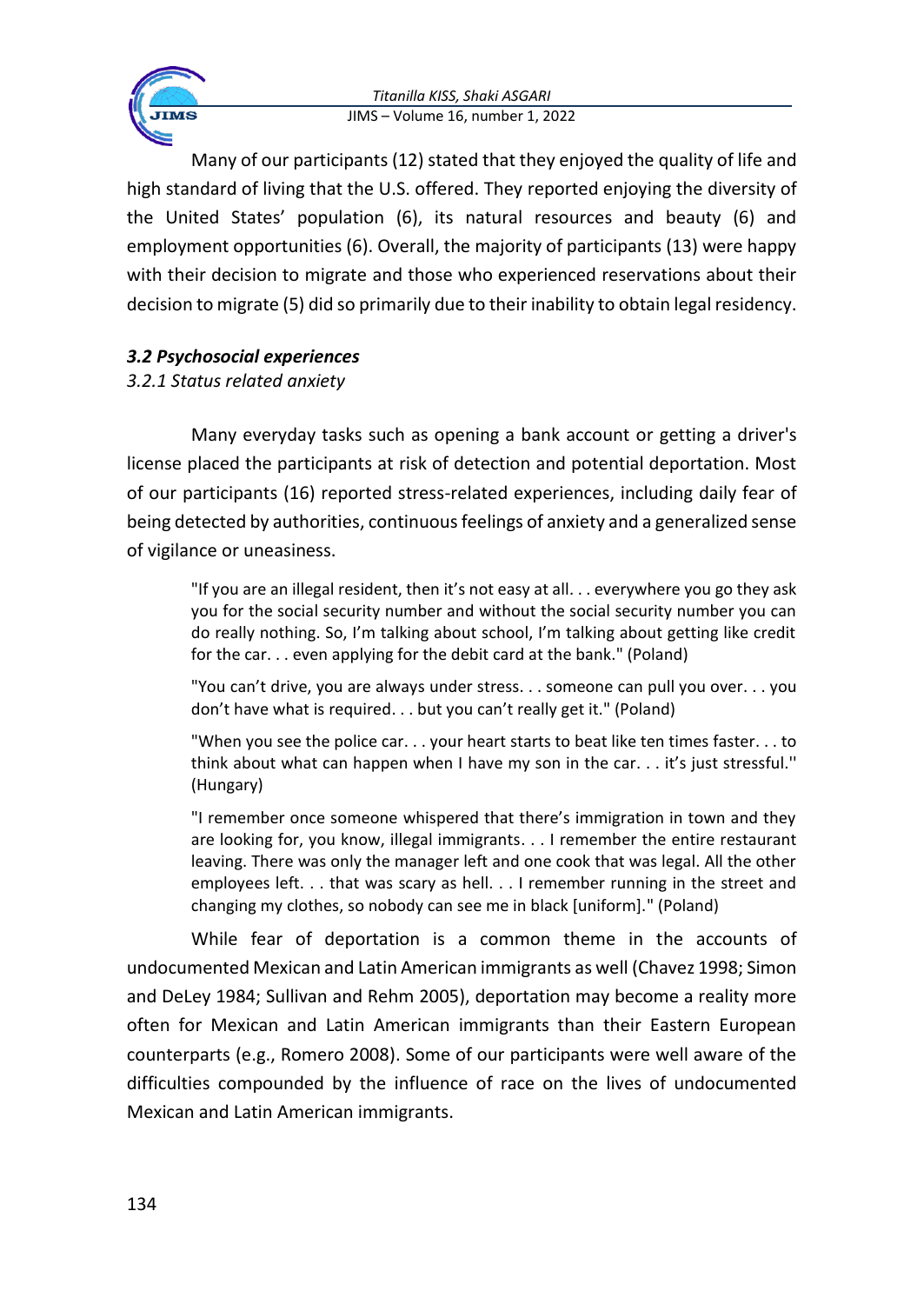Many of our participants (12) stated that they enjoyed the quality of life and high standard of living that the U.S. offered. They reported enjoying the diversity of the United States' population (6), its natural resources and beauty (6) and employment opportunities (6). Overall, the majority of participants (13) were happy with their decision to migrate and those who experienced reservations about their decision to migrate (5) did so primarily due to their inability to obtain legal residency.

### *3.2 Psychosocial experiences*

#### *3.2.1 Status related anxiety*

Many everyday tasks such as opening a bank account or getting a driver's license placed the participants at risk of detection and potential deportation. Most of our participants (16) reported stress-related experiences, including daily fear of being detected by authorities, continuous feelings of anxiety and a generalized sense of vigilance or uneasiness.

> "If you are an illegal resident, then it's not easy at all. . . everywhere you go they ask you for the social security number and without the social security number you can do really nothing. So, I'm talking about school, I'm talking about getting like credit for the car. . . even applying for the debit card at the bank." (Poland)

> "You can't drive, you are always under stress. . . someone can pull you over. . . you don't have what is required. . . but you can't really get it." (Poland)

> "When you see the police car. . . your heart starts to beat like ten times faster. . . to think about what can happen when I have my son in the car. . . it's just stressful.'' (Hungary)

> "I remember once someone whispered that there's immigration in town and they are looking for, you know, illegal immigrants. . . I remember the entire restaurant leaving. There was only the manager left and one cook that was legal. All the other employees left. . . that was scary as hell. . . I remember running in the street and changing my clothes, so nobody can see me in black [uniform]." (Poland)

While fear of deportation is a common theme in the accounts of undocumented Mexican and Latin American immigrants as well (Chavez 1998; Simon and DeLey 1984; Sullivan and Rehm 2005), deportation may become a reality more often for Mexican and Latin American immigrants than their Eastern European counterparts (e.g., Romero 2008). Some of our participants were well aware of the difficulties compounded by the influence of race on the lives of undocumented Mexican and Latin American immigrants.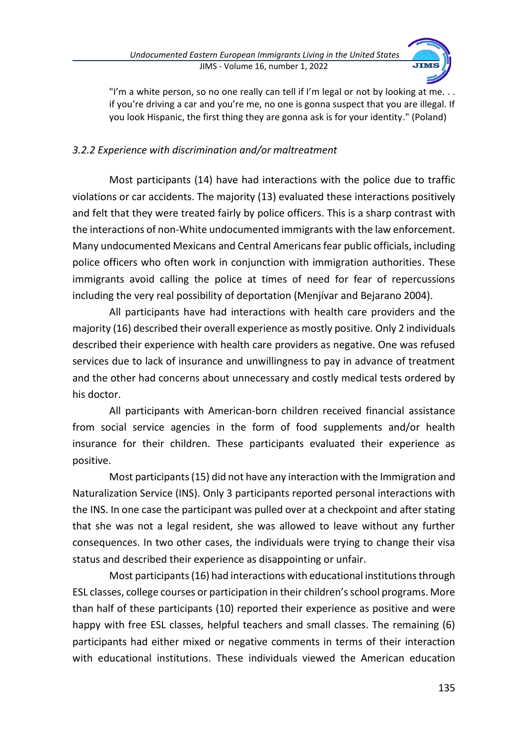> "I'm a white person, so no one really can tell if I'm legal or not by looking at me. . . if you're driving a car and you're me, no one is gonna suspect that you are illegal. If you look Hispanic, the first thing they are gonna ask is for your identity." (Poland)

### *3.2.2 Experience with discrimination and/or maltreatment*

Most participants (14) have had interactions with the police due to traffic violations or car accidents. The majority (13) evaluated these interactions positively and felt that they were treated fairly by police officers. This is a sharp contrast with the interactions of non-White undocumented immigrants with the law enforcement. Many undocumented Mexicans and Central Americans fear public officials, including police officers who often work in conjunction with immigration authorities. These immigrants avoid calling the police at times of need for fear of repercussions including the very real possibility of deportation (Menjívar and Bejarano 2004).

All participants have had interactions with health care providers and the majority (16) described their overall experience as mostly positive. Only 2 individuals described their experience with health care providers as negative. One was refused services due to lack of insurance and unwillingness to pay in advance of treatment and the other had concerns about unnecessary and costly medical tests ordered by his doctor.

All participants with American-born children received financial assistance from social service agencies in the form of food supplements and/or health insurance for their children. These participants evaluated their experience as positive.

Most participants (15) did not have any interaction with the Immigration and Naturalization Service (INS). Only 3 participants reported personal interactions with the INS. In one case the participant was pulled over at a checkpoint and after stating that she was not a legal resident, she was allowed to leave without any further consequences. In two other cases, the individuals were trying to change their visa status and described their experience as disappointing or unfair.

Most participants (16) had interactions with educational institutions through ESL classes, college courses or participation in their children's school programs. More than half of these participants (10) reported their experience as positive and were happy with free ESL classes, helpful teachers and small classes. The remaining (6) participants had either mixed or negative comments in terms of their interaction with educational institutions. These individuals viewed the American education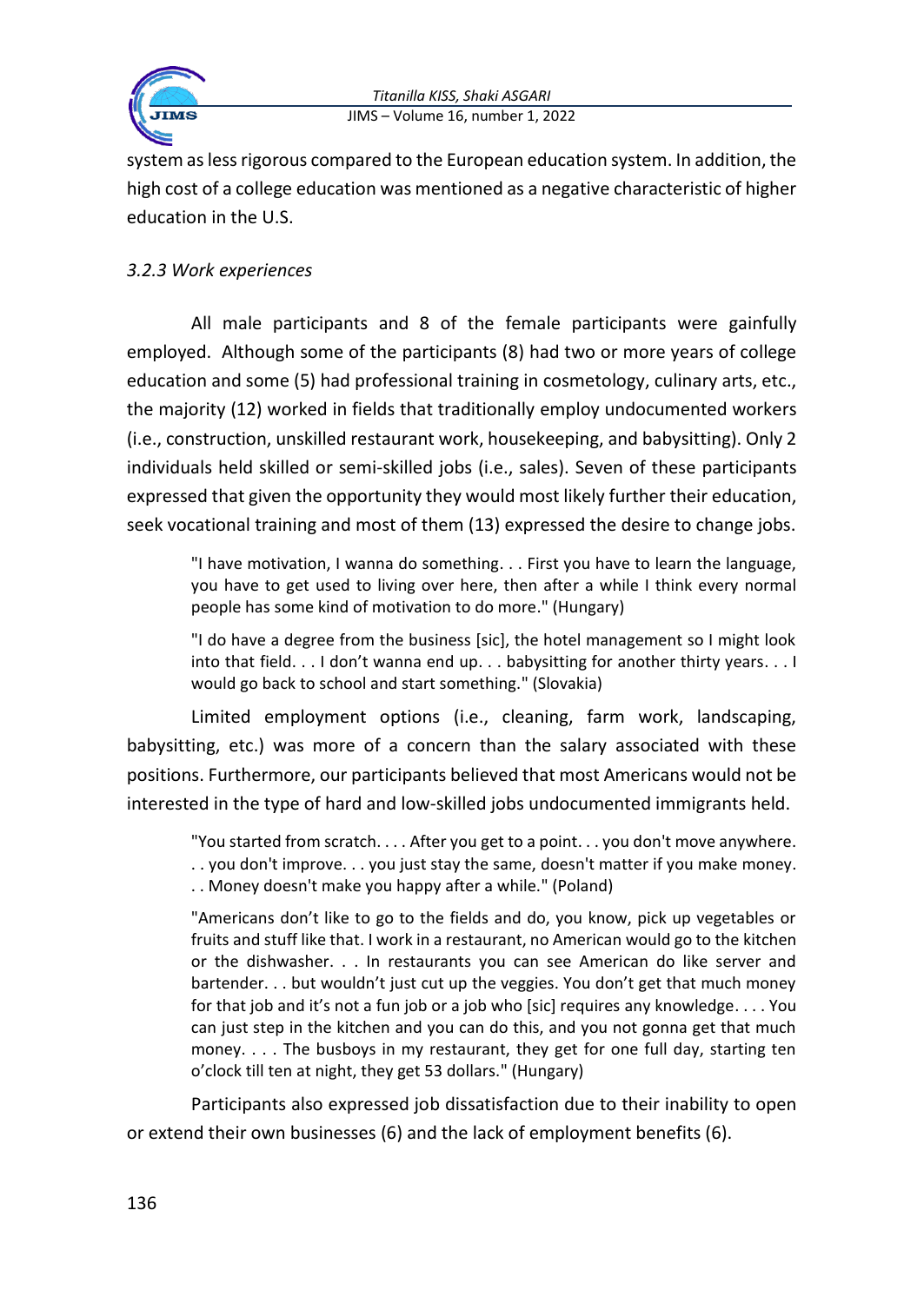system as less rigorous compared to the European education system. In addition, the high cost of a college education was mentioned as a negative characteristic of higher education in the U.S.

*3.2.3 Work experiences*

All male participants and 8 of the female participants were gainfully employed. Although some of the participants (8) had two or more years of college education and some (5) had professional training in cosmetology, culinary arts, etc., the majority (12) worked in fields that traditionally employ undocumented workers (i.e., construction, unskilled restaurant work, housekeeping, and babysitting). Only 2 individuals held skilled or semi-skilled jobs (i.e., sales). Seven of these participants expressed that given the opportunity they would most likely further their education, seek vocational training and most of them (13) expressed the desire to change jobs.

> "I have motivation, I wanna do something. . . First you have to learn the language, you have to get used to living over here, then after a while I think every normal people has some kind of motivation to do more." (Hungary)

> "I do have a degree from the business [sic], the hotel management so I might look into that field. . . I don't wanna end up. . . babysitting for another thirty years. . . I would go back to school and start something." (Slovakia)

Limited employment options (i.e., cleaning, farm work, landscaping, babysitting, etc.) was more of a concern than the salary associated with these positions. Furthermore, our participants believed that most Americans would not be interested in the type of hard and low-skilled jobs undocumented immigrants held.

> "You started from scratch. . . . After you get to a point. . . you don't move anywhere. . . you don't improve. . . you just stay the same, doesn't matter if you make money. . . Money doesn't make you happy after a while." (Poland)

> "Americans don't like to go to the fields and do, you know, pick up vegetables or fruits and stuff like that. I work in a restaurant, no American would go to the kitchen or the dishwasher. . . In restaurants you can see American do like server and bartender. . . but wouldn't just cut up the veggies. You don't get that much money for that job and it's not a fun job or a job who [sic] requires any knowledge. . . . You can just step in the kitchen and you can do this, and you not gonna get that much money. . . . The busboys in my restaurant, they get for one full day, starting ten o'clock till ten at night, they get 53 dollars." (Hungary)

Participants also expressed job dissatisfaction due to their inability to open or extend their own businesses (6) and the lack of employment benefits (6).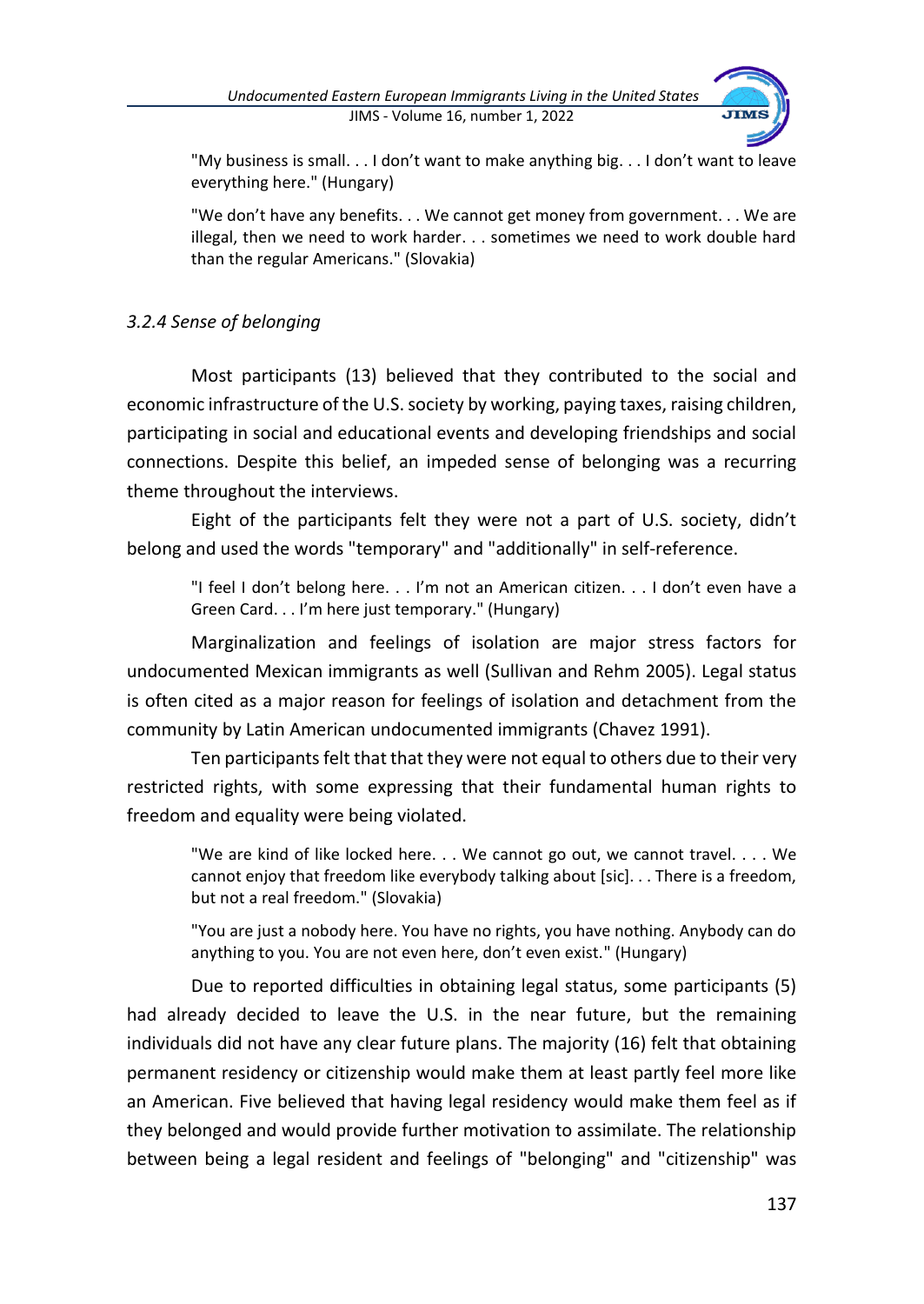"My business is small. . . I don't want to make anything big. . . I don't want to leave everything here." (Hungary)

"We don't have any benefits. . . We cannot get money from government. . . We are illegal, then we need to work harder. . . sometimes we need to work double hard than the regular Americans." (Slovakia)

### *3.2.4 Sense of belonging*

Most participants (13) believed that they contributed to the social and economic infrastructure of the U.S. society by working, paying taxes, raising children, participating in social and educational events and developing friendships and social connections. Despite this belief, an impeded sense of belonging was a recurring theme throughout the interviews.

Eight of the participants felt they were not a part of U.S. society, didn't belong and used the words "temporary" and "additionally" in self-reference.

> "I feel I don't belong here. . . I'm not an American citizen. . . I don't even have a Green Card. . . I'm here just temporary." (Hungary)

Marginalization and feelings of isolation are major stress factors for undocumented Mexican immigrants as well (Sullivan and Rehm 2005). Legal status is often cited as a major reason for feelings of isolation and detachment from the community by Latin American undocumented immigrants (Chavez 1991).

Ten participants felt that that they were not equal to others due to their very restricted rights, with some expressing that their fundamental human rights to freedom and equality were being violated.

> "We are kind of like locked here. . . We cannot go out, we cannot travel. . . . We cannot enjoy that freedom like everybody talking about [sic]. . . There is a freedom, but not a real freedom." (Slovakia)

> "You are just a nobody here. You have no rights, you have nothing. Anybody can do anything to you. You are not even here, don't even exist." (Hungary)

Due to reported difficulties in obtaining legal status, some participants (5) had already decided to leave the U.S. in the near future, but the remaining individuals did not have any clear future plans. The majority (16) felt that obtaining permanent residency or citizenship would make them at least partly feel more like an American. Five believed that having legal residency would make them feel as if they belonged and would provide further motivation to assimilate. The relationship between being a legal resident and feelings of "belonging" and "citizenship" was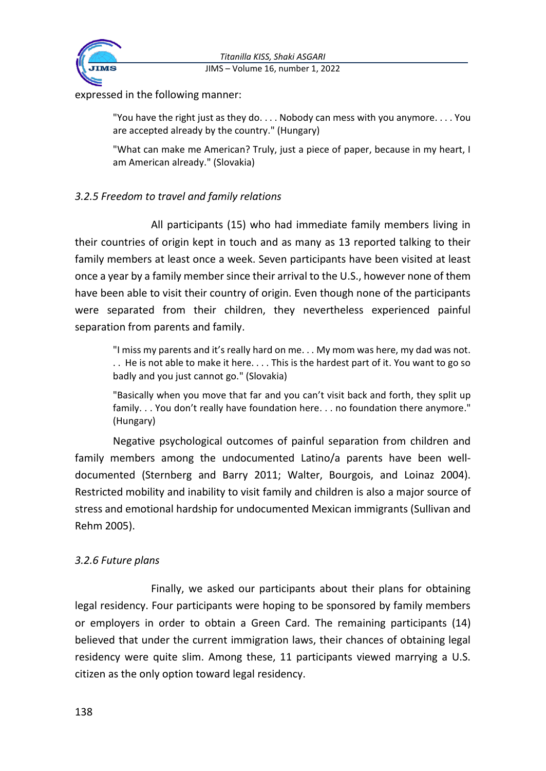expressed in the following manner:

> "You have the right just as they do. . . . Nobody can mess with you anymore. . . . You are accepted already by the country." (Hungary)

> "What can make me American? Truly, just a piece of paper, because in my heart, I am American already." (Slovakia)

### *3.2.5 Freedom to travel and family relations*

All participants (15) who had immediate family members living in their countries of origin kept in touch and as many as 13 reported talking to their family members at least once a week. Seven participants have been visited at least once a year by a family member since their arrival to the U.S., however none of them have been able to visit their country of origin. Even though none of the participants were separated from their children, they nevertheless experienced painful separation from parents and family.

> "I miss my parents and it's really hard on me. . . My mom was here, my dad was not. . . He is not able to make it here. . . . This is the hardest part of it. You want to go so badly and you just cannot go." (Slovakia)

> "Basically when you move that far and you can't visit back and forth, they split up family. . . You don't really have foundation here. . . no foundation there anymore." (Hungary)

Negative psychological outcomes of painful separation from children and family members among the undocumented Latino/a parents have been well-documented (Sternberg and Barry 2011; Walter, Bourgois, and Loinaz 2004). Restricted mobility and inability to visit family and children is also a major source of stress and emotional hardship for undocumented Mexican immigrants (Sullivan and Rehm 2005).

### *3.2.6 Future plans*

Finally, we asked our participants about their plans for obtaining legal residency. Four participants were hoping to be sponsored by family members or employers in order to obtain a Green Card. The remaining participants (14) believed that under the current immigration laws, their chances of obtaining legal residency were quite slim. Among these, 11 participants viewed marrying a U.S. citizen as the only option toward legal residency.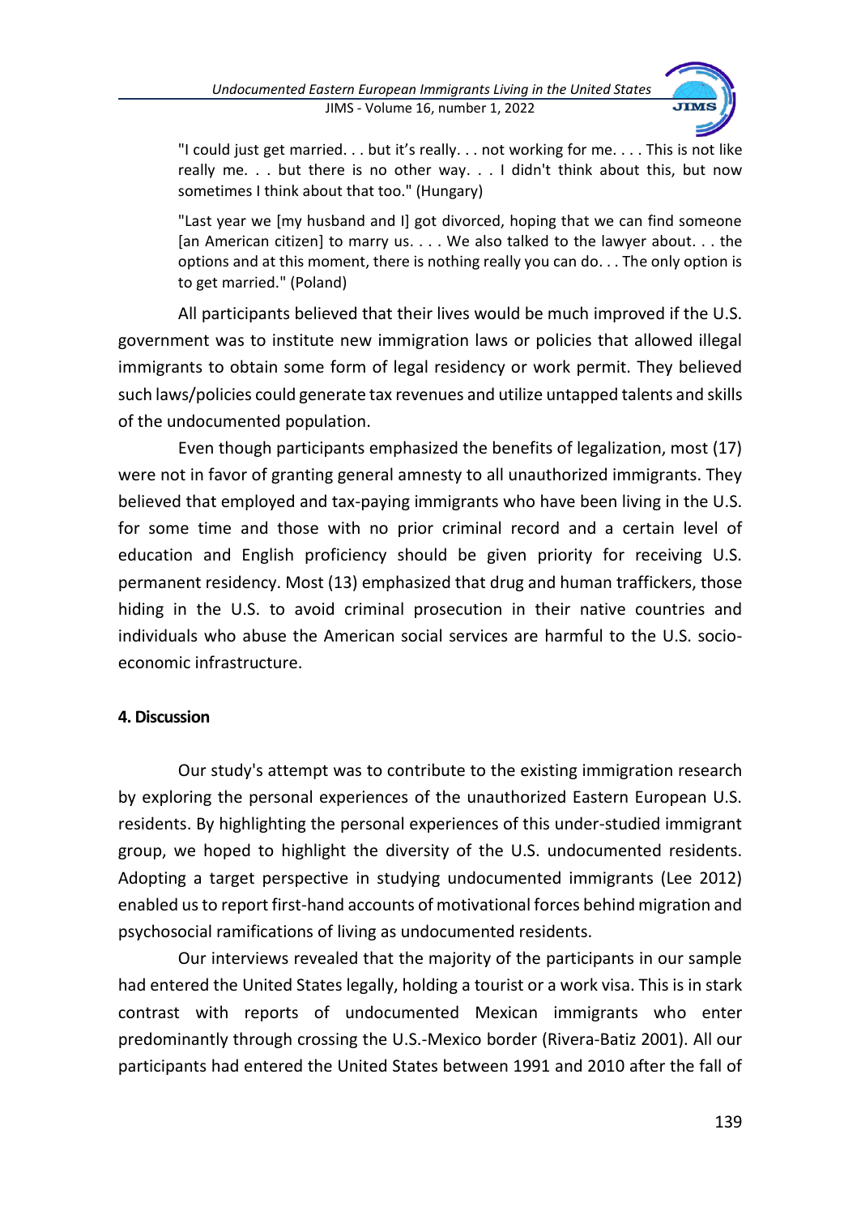> "I could just get married. . . but it's really. . . not working for me. . . . This is not like really me. . . but there is no other way. . . I didn't think about this, but now sometimes I think about that too." (Hungary)

> "Last year we [my husband and I] got divorced, hoping that we can find someone [an American citizen] to marry us. . . . We also talked to the lawyer about. . . the options and at this moment, there is nothing really you can do. . . The only option is to get married." (Poland)

All participants believed that their lives would be much improved if the U.S. government was to institute new immigration laws or policies that allowed illegal immigrants to obtain some form of legal residency or work permit. They believed such laws/policies could generate tax revenues and utilize untapped talents and skills of the undocumented population.

Even though participants emphasized the benefits of legalization, most (17) were not in favor of granting general amnesty to all unauthorized immigrants. They believed that employed and tax-paying immigrants who have been living in the U.S. for some time and those with no prior criminal record and a certain level of education and English proficiency should be given priority for receiving U.S. permanent residency. Most (13) emphasized that drug and human traffickers, those hiding in the U.S. to avoid criminal prosecution in their native countries and individuals who abuse the American social services are harmful to the U.S. socio-economic infrastructure.

## 4. Discussion

Our study's attempt was to contribute to the existing immigration research by exploring the personal experiences of the unauthorized Eastern European U.S. residents. By highlighting the personal experiences of this under-studied immigrant group, we hoped to highlight the diversity of the U.S. undocumented residents. Adopting a target perspective in studying undocumented immigrants (Lee 2012) enabled us to report first-hand accounts of motivational forces behind migration and psychosocial ramifications of living as undocumented residents.

Our interviews revealed that the majority of the participants in our sample had entered the United States legally, holding a tourist or a work visa. This is in stark contrast with reports of undocumented Mexican immigrants who enter predominantly through crossing the U.S.-Mexico border (Rivera-Batiz 2001). All our participants had entered the United States between 1991 and 2010 after the fall of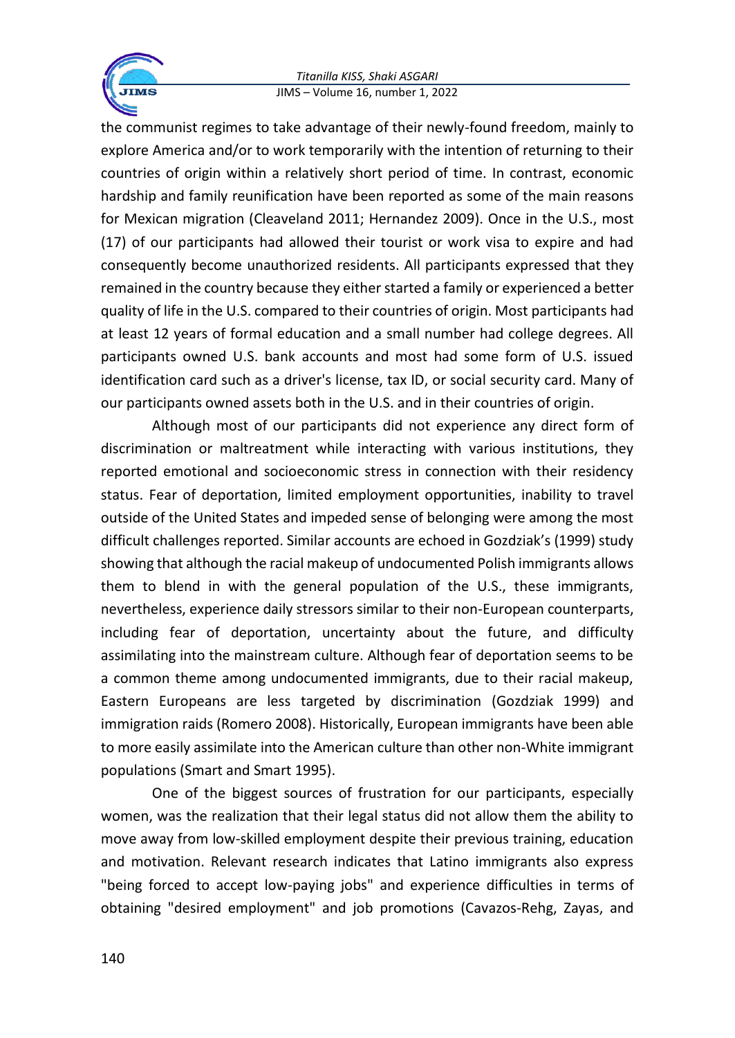the communist regimes to take advantage of their newly-found freedom, mainly to explore America and/or to work temporarily with the intention of returning to their countries of origin within a relatively short period of time. In contrast, economic hardship and family reunification have been reported as some of the main reasons for Mexican migration (Cleaveland 2011; Hernandez 2009). Once in the U.S., most (17) of our participants had allowed their tourist or work visa to expire and had consequently become unauthorized residents. All participants expressed that they remained in the country because they either started a family or experienced a better quality of life in the U.S. compared to their countries of origin. Most participants had at least 12 years of formal education and a small number had college degrees. All participants owned U.S. bank accounts and most had some form of U.S. issued identification card such as a driver's license, tax ID, or social security card. Many of our participants owned assets both in the U.S. and in their countries of origin.

Although most of our participants did not experience any direct form of discrimination or maltreatment while interacting with various institutions, they reported emotional and socioeconomic stress in connection with their residency status. Fear of deportation, limited employment opportunities, inability to travel outside of the United States and impeded sense of belonging were among the most difficult challenges reported. Similar accounts are echoed in Gozdziak's (1999) study showing that although the racial makeup of undocumented Polish immigrants allows them to blend in with the general population of the U.S., these immigrants, nevertheless, experience daily stressors similar to their non-European counterparts, including fear of deportation, uncertainty about the future, and difficulty assimilating into the mainstream culture. Although fear of deportation seems to be a common theme among undocumented immigrants, due to their racial makeup, Eastern Europeans are less targeted by discrimination (Gozdziak 1999) and immigration raids (Romero 2008). Historically, European immigrants have been able to more easily assimilate into the American culture than other non-White immigrant populations (Smart and Smart 1995).

One of the biggest sources of frustration for our participants, especially women, was the realization that their legal status did not allow them the ability to move away from low-skilled employment despite their previous training, education and motivation. Relevant research indicates that Latino immigrants also express "being forced to accept low-paying jobs" and experience difficulties in terms of obtaining "desired employment" and job promotions (Cavazos-Rehg, Zayas, and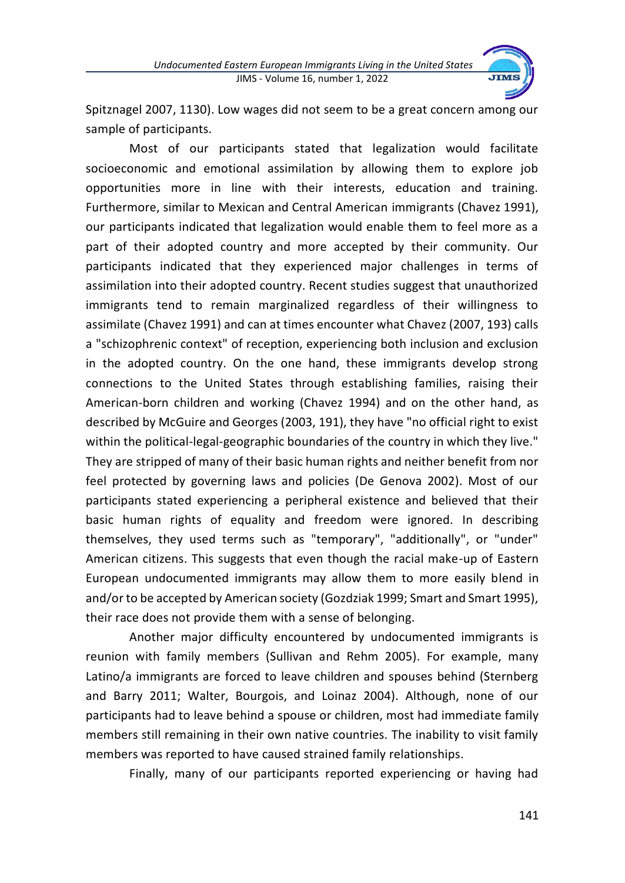Spitznagel 2007, 1130). Low wages did not seem to be a great concern among our sample of participants.

Most of our participants stated that legalization would facilitate socioeconomic and emotional assimilation by allowing them to explore job opportunities more in line with their interests, education and training. Furthermore, similar to Mexican and Central American immigrants (Chavez 1991), our participants indicated that legalization would enable them to feel more as a part of their adopted country and more accepted by their community. Our participants indicated that they experienced major challenges in terms of assimilation into their adopted country. Recent studies suggest that unauthorized immigrants tend to remain marginalized regardless of their willingness to assimilate (Chavez 1991) and can at times encounter what Chavez (2007, 193) calls a "schizophrenic context" of reception, experiencing both inclusion and exclusion in the adopted country. On the one hand, these immigrants develop strong connections to the United States through establishing families, raising their American-born children and working (Chavez 1994) and on the other hand, as described by McGuire and Georges (2003, 191), they have "no official right to exist within the political-legal-geographic boundaries of the country in which they live." They are stripped of many of their basic human rights and neither benefit from nor feel protected by governing laws and policies (De Genova 2002). Most of our participants stated experiencing a peripheral existence and believed that their basic human rights of equality and freedom were ignored. In describing themselves, they used terms such as "temporary", "additionally", or "under" American citizens. This suggests that even though the racial make-up of Eastern European undocumented immigrants may allow them to more easily blend in and/or to be accepted by American society (Gozdziak 1999; Smart and Smart 1995), their race does not provide them with a sense of belonging.

Another major difficulty encountered by undocumented immigrants is reunion with family members (Sullivan and Rehm 2005). For example, many Latino/a immigrants are forced to leave children and spouses behind (Sternberg and Barry 2011; Walter, Bourgois, and Loinaz 2004). Although, none of our participants had to leave behind a spouse or children, most had immediate family members still remaining in their own native countries. The inability to visit family members was reported to have caused strained family relationships.

Finally, many of our participants reported experiencing or having had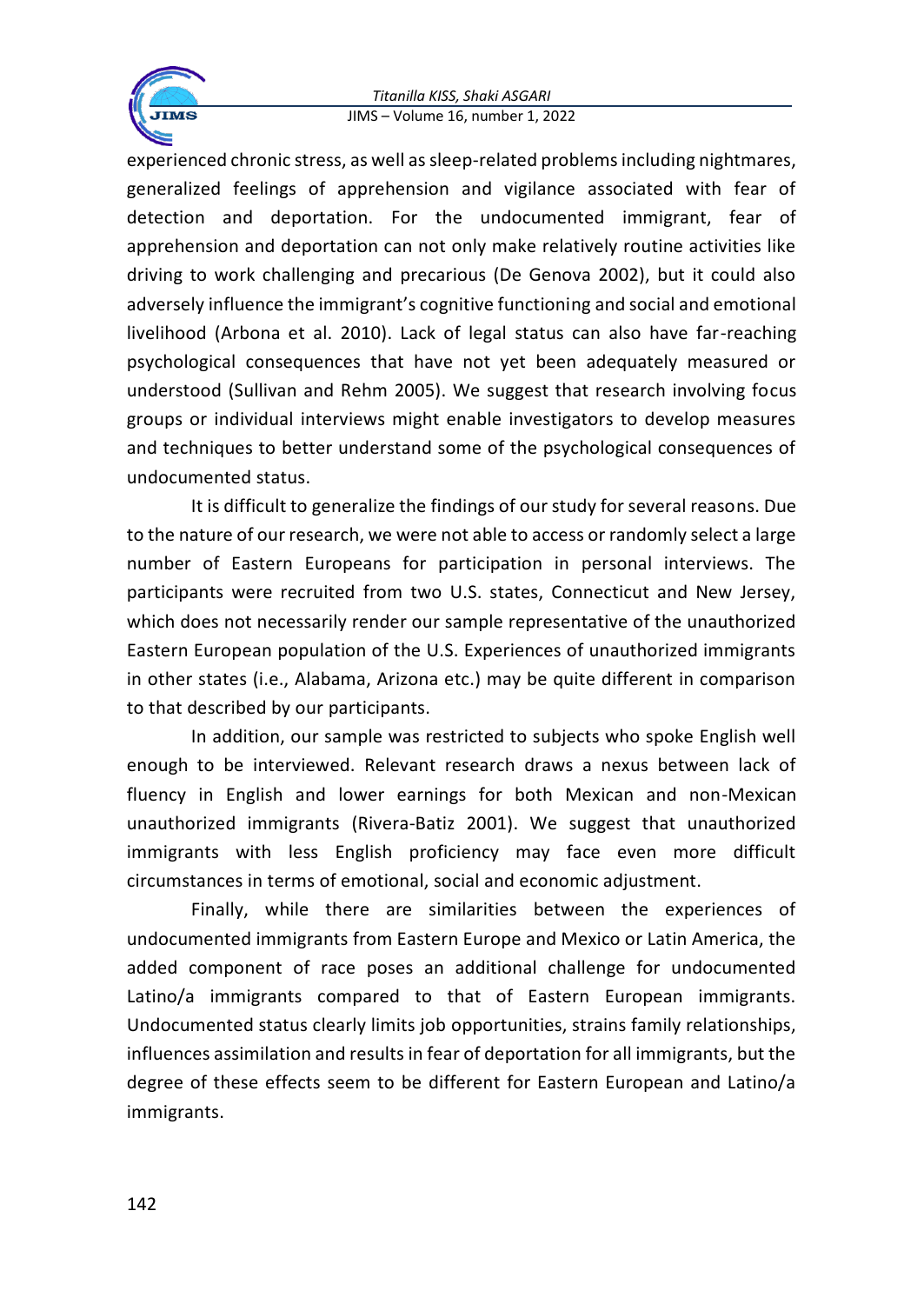experienced chronic stress, as well as sleep-related problems including nightmares, generalized feelings of apprehension and vigilance associated with fear of detection and deportation. For the undocumented immigrant, fear of apprehension and deportation can not only make relatively routine activities like driving to work challenging and precarious (De Genova 2002), but it could also adversely influence the immigrant's cognitive functioning and social and emotional livelihood (Arbona et al. 2010). Lack of legal status can also have far-reaching psychological consequences that have not yet been adequately measured or understood (Sullivan and Rehm 2005). We suggest that research involving focus groups or individual interviews might enable investigators to develop measures and techniques to better understand some of the psychological consequences of undocumented status.

It is difficult to generalize the findings of our study for several reasons. Due to the nature of our research, we were not able to access or randomly select a large number of Eastern Europeans for participation in personal interviews. The participants were recruited from two U.S. states, Connecticut and New Jersey, which does not necessarily render our sample representative of the unauthorized Eastern European population of the U.S. Experiences of unauthorized immigrants in other states (i.e., Alabama, Arizona etc.) may be quite different in comparison to that described by our participants.

In addition, our sample was restricted to subjects who spoke English well enough to be interviewed. Relevant research draws a nexus between lack of fluency in English and lower earnings for both Mexican and non-Mexican unauthorized immigrants (Rivera-Batiz 2001). We suggest that unauthorized immigrants with less English proficiency may face even more difficult circumstances in terms of emotional, social and economic adjustment.

Finally, while there are similarities between the experiences of undocumented immigrants from Eastern Europe and Mexico or Latin America, the added component of race poses an additional challenge for undocumented Latino/a immigrants compared to that of Eastern European immigrants. Undocumented status clearly limits job opportunities, strains family relationships, influences assimilation and results in fear of deportation for all immigrants, but the degree of these effects seem to be different for Eastern European and Latino/a immigrants.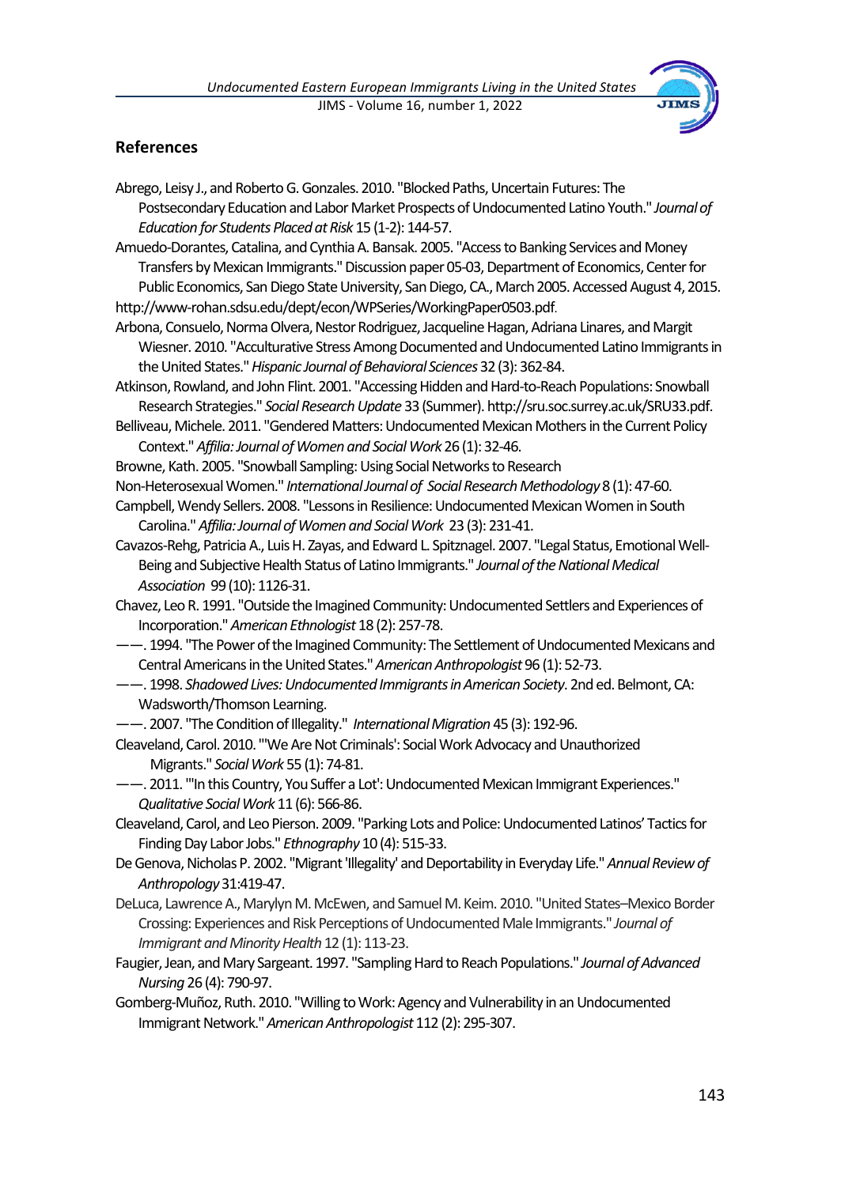## References

Abrego, Leisy J., and Roberto G. Gonzales. 2010. "Blocked Paths, Uncertain Futures: The Postsecondary Education and Labor Market Prospects of Undocumented Latino Youth." *Journal of Education for Students Placed at Risk* 15 (1-2): 144-57.

Amuedo-Dorantes, Catalina, and Cynthia A. Bansak. 2005. "Access to Banking Services and Money Transfers by Mexican Immigrants." Discussion paper 05-03, Department of Economics, Center for Public Economics, San Diego State University, San Diego, CA., March 2005. Accessed August 4, 2015. http://www-rohan.sdsu.edu/dept/econ/WPSeries/WorkingPaper0503.pdf.

Arbona, Consuelo, Norma Olvera, Nestor Rodriguez, Jacqueline Hagan, Adriana Linares, and Margit Wiesner. 2010. "Acculturative Stress Among Documented and Undocumented Latino Immigrants in the United States." *Hispanic Journal of Behavioral Sciences* 32 (3): 362-84.

Atkinson, Rowland, and John Flint. 2001. "Accessing Hidden and Hard-to-Reach Populations: Snowball Research Strategies." *Social Research Update* 33 (Summer). http://sru.soc.surrey.ac.uk/SRU33.pdf.

Belliveau, Michele. 2011. "Gendered Matters: Undocumented Mexican Mothers in the Current Policy Context." *Affilia: Journal of Women and Social Work* 26 (1): 32-46.

Browne, Kath. 2005. "Snowball Sampling: Using Social Networks to Research Non-Heterosexual Women." *International Journal of Social Research Methodology* 8 (1): 47-60.

Campbell, Wendy Sellers. 2008. "Lessons in Resilience: Undocumented Mexican Women in South Carolina." *Affilia: Journal of Women and Social Work* 23 (3): 231-41.

Cavazos-Rehg, Patricia A., Luis H. Zayas, and Edward L. Spitznagel. 2007. "Legal Status, Emotional Well-Being and Subjective Health Status of Latino Immigrants." *Journal of the National Medical Association* 99 (10): 1126-31.

Chavez, Leo R. 1991. "Outside the Imagined Community: Undocumented Settlers and Experiences of Incorporation." *American Ethnologist* 18 (2): 257-78.

——. 1994. "The Power of the Imagined Community: The Settlement of Undocumented Mexicans and Central Americans in the United States." *American Anthropologist* 96 (1): 52-73.

——. 1998. *Shadowed Lives: Undocumented Immigrants in American Society*. 2nd ed. Belmont, CA: Wadsworth/Thomson Learning.

——. 2007. "The Condition of Illegality." *International Migration* 45 (3): 192-96.

Cleaveland, Carol. 2010. "'We Are Not Criminals': Social Work Advocacy and Unauthorized Migrants." *Social Work* 55 (1): 74-81.

——. 2011. "'In this Country, You Suffer a Lot': Undocumented Mexican Immigrant Experiences." *Qualitative Social Work* 11 (6): 566-86.

Cleaveland, Carol, and Leo Pierson. 2009. "Parking Lots and Police: Undocumented Latinos' Tactics for Finding Day Labor Jobs." *Ethnography* 10 (4): 515-33.

De Genova, Nicholas P. 2002. "Migrant 'Illegality' and Deportability in Everyday Life." *Annual Review of Anthropology* 31:419-47.

DeLuca, Lawrence A., Marylyn M. McEwen, and Samuel M. Keim. 2010. "United States–Mexico Border Crossing: Experiences and Risk Perceptions of Undocumented Male Immigrants." *Journal of Immigrant and Minority Health* 12 (1): 113-23.

Faugier, Jean, and Mary Sargeant. 1997. "Sampling Hard to Reach Populations." *Journal of Advanced Nursing* 26 (4): 790-97.

Gomberg-Muñoz, Ruth. 2010. "Willing to Work: Agency and Vulnerability in an Undocumented Immigrant Network." *American Anthropologist* 112 (2): 295-307.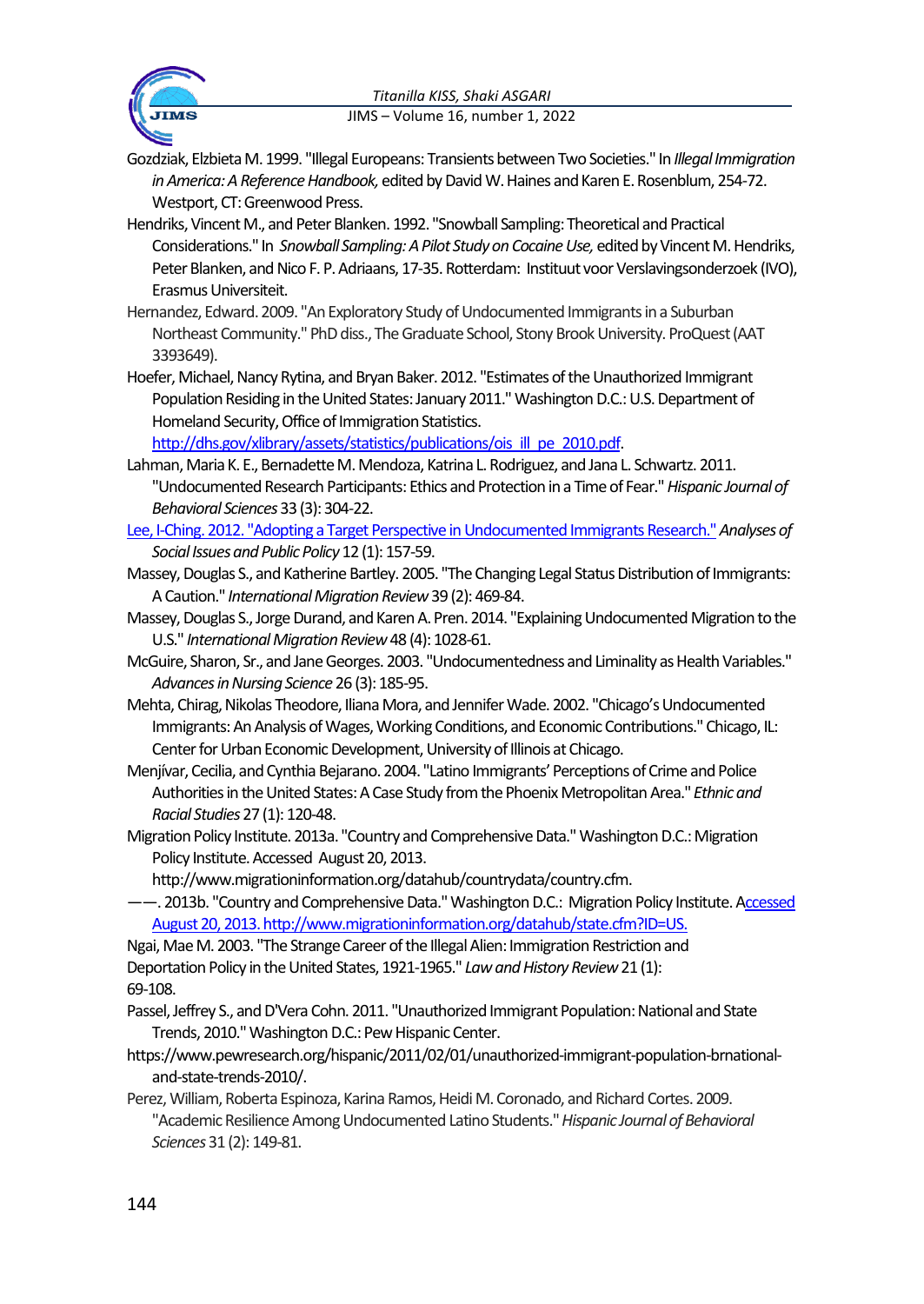Gozdziak, Elzbieta M. 1999. "Illegal Europeans: Transients between Two Societies." In *Illegal Immigration in America: A Reference Handbook,* edited by David W. Haines and Karen E. Rosenblum, 254-72. Westport, CT: Greenwood Press.

Hendriks, Vincent M., and Peter Blanken. 1992. "Snowball Sampling: Theoretical and Practical Considerations." In *Snowball Sampling: A Pilot Study on Cocaine Use,* edited by Vincent M. Hendriks, Peter Blanken, and Nico F. P. Adriaans, 17-35. Rotterdam: Instituut voor Verslavingsonderzoek (IVO), Erasmus Universiteit.

Hernandez, Edward. 2009. "An Exploratory Study of Undocumented Immigrants in a Suburban Northeast Community." PhD diss., The Graduate School, Stony Brook University. ProQuest (AAT 3393649).

Hoefer, Michael, Nancy Rytina, and Bryan Baker. 2012. "Estimates of the Unauthorized Immigrant Population Residing in the United States: January 2011." Washington D.C.: U.S. Department of Homeland Security, Office of Immigration Statistics. http://dhs.gov/xlibrary/assets/statistics/publications/ois_ill_pe_2010.pdf.

Lahman, Maria K. E., Bernadette M. Mendoza, Katrina L. Rodriguez, and Jana L. Schwartz. 2011. "Undocumented Research Participants: Ethics and Protection in a Time of Fear." *Hispanic Journal of Behavioral Sciences* 33 (3): 304-22.

Lee, I-Ching. 2012. "Adopting a Target Perspective in Undocumented Immigrants Research." *Analyses of Social Issues and Public Policy* 12 (1): 157-59.

Massey, Douglas S., and Katherine Bartley. 2005. "The Changing Legal Status Distribution of Immigrants: A Caution." *International Migration Review* 39 (2): 469-84.

Massey, Douglas S., Jorge Durand, and Karen A. Pren. 2014. "Explaining Undocumented Migration to the U.S." *International Migration Review* 48 (4): 1028-61.

McGuire, Sharon, Sr., and Jane Georges. 2003. "Undocumentedness and Liminality as Health Variables." *Advances in Nursing Science* 26 (3): 185-95.

Mehta, Chirag, Nikolas Theodore, Iliana Mora, and Jennifer Wade. 2002. "Chicago's Undocumented Immigrants: An Analysis of Wages, Working Conditions, and Economic Contributions." Chicago, IL: Center for Urban Economic Development, University of Illinois at Chicago.

Menjívar, Cecilia, and Cynthia Bejarano. 2004. "Latino Immigrants' Perceptions of Crime and Police Authorities in the United States: A Case Study from the Phoenix Metropolitan Area." *Ethnic and Racial Studies* 27 (1): 120-48.

Migration Policy Institute. 2013a. "Country and Comprehensive Data." Washington D.C.: Migration Policy Institute. Accessed August 20, 2013. http://www.migrationinformation.org/datahub/countrydata/country.cfm.

——. 2013b. "Country and Comprehensive Data." Washington D.C.: Migration Policy Institute. Accessed August 20, 2013. http://www.migrationinformation.org/datahub/state.cfm?ID=US.

Ngai, Mae M. 2003. "The Strange Career of the Illegal Alien: Immigration Restriction and Deportation Policy in the United States, 1921-1965." *Law and History Review* 21 (1): 69-108.

Passel, Jeffrey S., and D'Vera Cohn. 2011. "Unauthorized Immigrant Population: National and State Trends, 2010." Washington D.C.: Pew Hispanic Center. https://www.pewresearch.org/hispanic/2011/02/01/unauthorized-immigrant-population-brnational-and-state-trends-2010/.

Perez, William, Roberta Espinoza, Karina Ramos, Heidi M. Coronado, and Richard Cortes. 2009. "Academic Resilience Among Undocumented Latino Students." *Hispanic Journal of Behavioral Sciences* 31 (2): 149-81.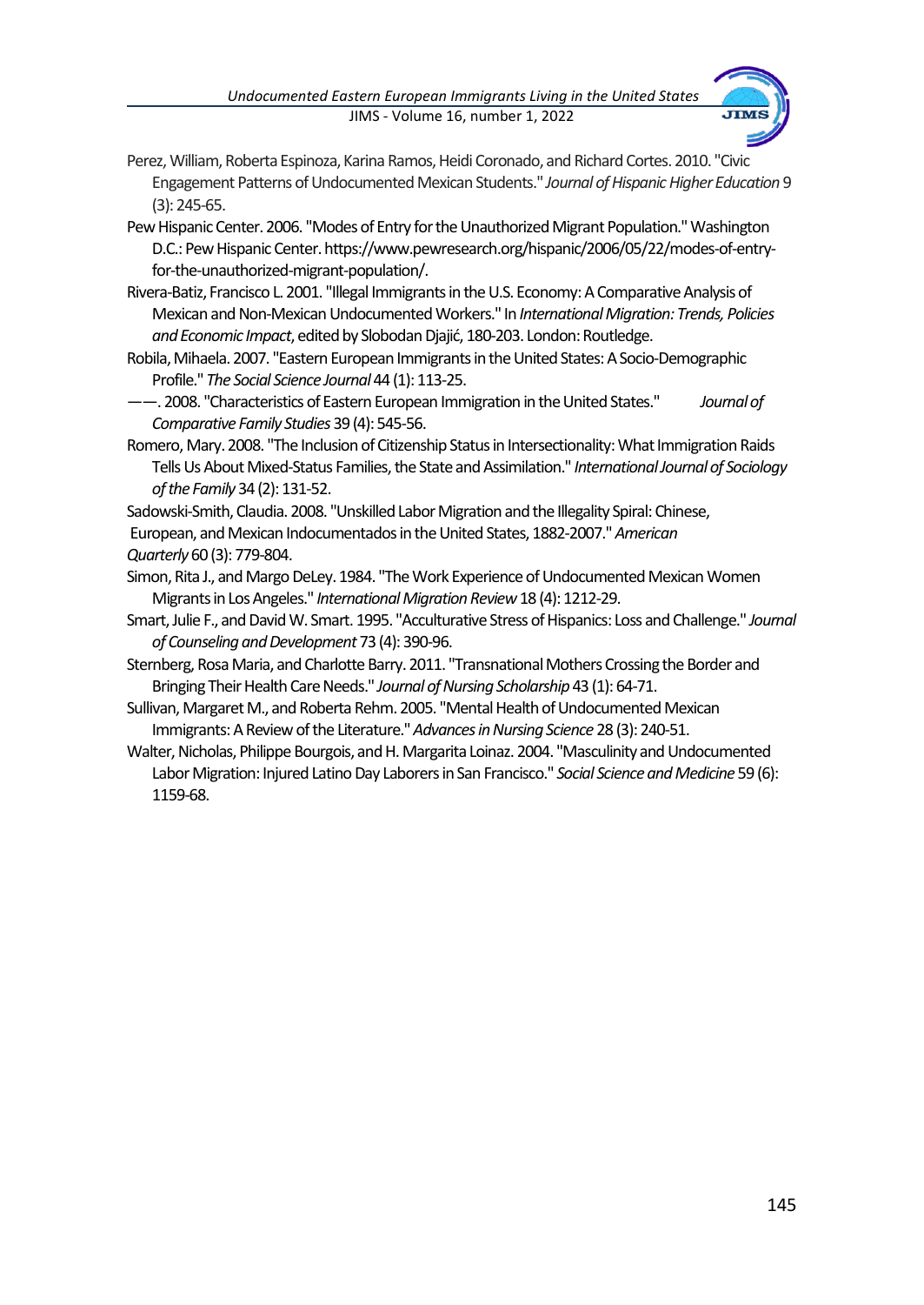Perez, William, Roberta Espinoza, Karina Ramos, Heidi Coronado, and Richard Cortes. 2010. "Civic Engagement Patterns of Undocumented Mexican Students." *Journal of Hispanic Higher Education* 9 (3): 245-65.

Pew Hispanic Center. 2006. "Modes of Entry for the Unauthorized Migrant Population." Washington D.C.: Pew Hispanic Center. https://www.pewresearch.org/hispanic/2006/05/22/modes-of-entry-for-the-unauthorized-migrant-population/.

Rivera-Batiz, Francisco L. 2001. "Illegal Immigrants in the U.S. Economy: A Comparative Analysis of Mexican and Non-Mexican Undocumented Workers." In *International Migration: Trends, Policies and Economic Impact*, edited by Slobodan Djajić, 180-203. London: Routledge.

Robila, Mihaela. 2007. "Eastern European Immigrants in the United States: A Socio-Demographic Profile." *The Social Science Journal* 44 (1): 113-25.

——. 2008. "Characteristics of Eastern European Immigration in the United States." *Journal of Comparative Family Studies* 39 (4): 545-56.

Romero, Mary. 2008. "The Inclusion of Citizenship Status in Intersectionality: What Immigration Raids Tells Us About Mixed-Status Families, the State and Assimilation." *International Journal of Sociology of the Family* 34 (2): 131-52.

Sadowski-Smith, Claudia. 2008. "Unskilled Labor Migration and the Illegality Spiral: Chinese, European, and Mexican Indocumentados in the United States, 1882-2007." *American Quarterly* 60 (3): 779-804.

Simon, Rita J., and Margo DeLey. 1984. "The Work Experience of Undocumented Mexican Women Migrants in Los Angeles." *International Migration Review* 18 (4): 1212-29.

Smart, Julie F., and David W. Smart. 1995. "Acculturative Stress of Hispanics: Loss and Challenge." *Journal of Counseling and Development* 73 (4): 390-96.

Sternberg, Rosa Maria, and Charlotte Barry. 2011. "Transnational Mothers Crossing the Border and Bringing Their Health Care Needs." *Journal of Nursing Scholarship* 43 (1): 64-71.

Sullivan, Margaret M., and Roberta Rehm. 2005. "Mental Health of Undocumented Mexican Immigrants: A Review of the Literature." *Advances in Nursing Science* 28 (3): 240-51.

Walter, Nicholas, Philippe Bourgois, and H. Margarita Loinaz. 2004. "Masculinity and Undocumented Labor Migration: Injured Latino Day Laborers in San Francisco." *Social Science and Medicine* 59 (6): 1159-68.